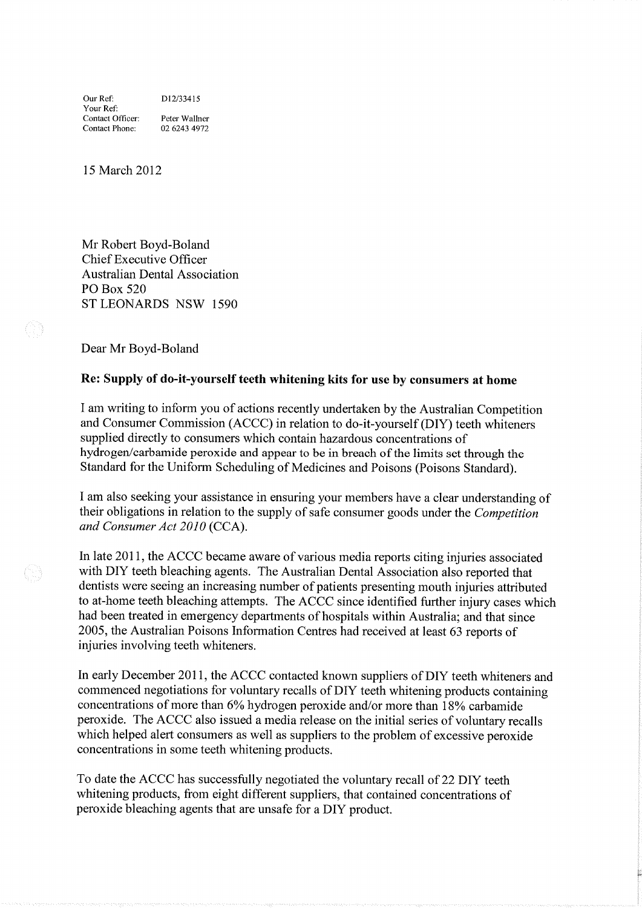Our Ref: D12/33415
Your Ref:
Contact Officer: Peter Wallner
Contact Phone: 02 6243 4972

15 March 2012

Mr Robert Boyd-Boland
Chief Executive Officer
Australian Dental Association
PO Box 520
ST LEONARDS NSW 1590

Dear Mr Boyd-Boland

**Re: Supply of do-it-yourself teeth whitening kits for use by consumers at home**

I am writing to inform you of actions recently undertaken by the Australian Competition and Consumer Commission (ACCC) in relation to do-it-yourself (DIY) teeth whiteners supplied directly to consumers which contain hazardous concentrations of hydrogen/carbamide peroxide and appear to be in breach of the limits set through the Standard for the Uniform Scheduling of Medicines and Poisons (Poisons Standard).

I am also seeking your assistance in ensuring your members have a clear understanding of their obligations in relation to the supply of safe consumer goods under the *Competition and Consumer Act 2010* (CCA).

In late 2011, the ACCC became aware of various media reports citing injuries associated with DIY teeth bleaching agents. The Australian Dental Association also reported that dentists were seeing an increasing number of patients presenting mouth injuries attributed to at-home teeth bleaching attempts. The ACCC since identified further injury cases which had been treated in emergency departments of hospitals within Australia; and that since 2005, the Australian Poisons Information Centres had received at least 63 reports of injuries involving teeth whiteners.

In early December 2011, the ACCC contacted known suppliers of DIY teeth whiteners and commenced negotiations for voluntary recalls of DIY teeth whitening products containing concentrations of more than 6% hydrogen peroxide and/or more than 18% carbamide peroxide. The ACCC also issued a media release on the initial series of voluntary recalls which helped alert consumers as well as suppliers to the problem of excessive peroxide concentrations in some teeth whitening products.

To date the ACCC has successfully negotiated the voluntary recall of 22 DIY teeth whitening products, from eight different suppliers, that contained concentrations of peroxide bleaching agents that are unsafe for a DIY product.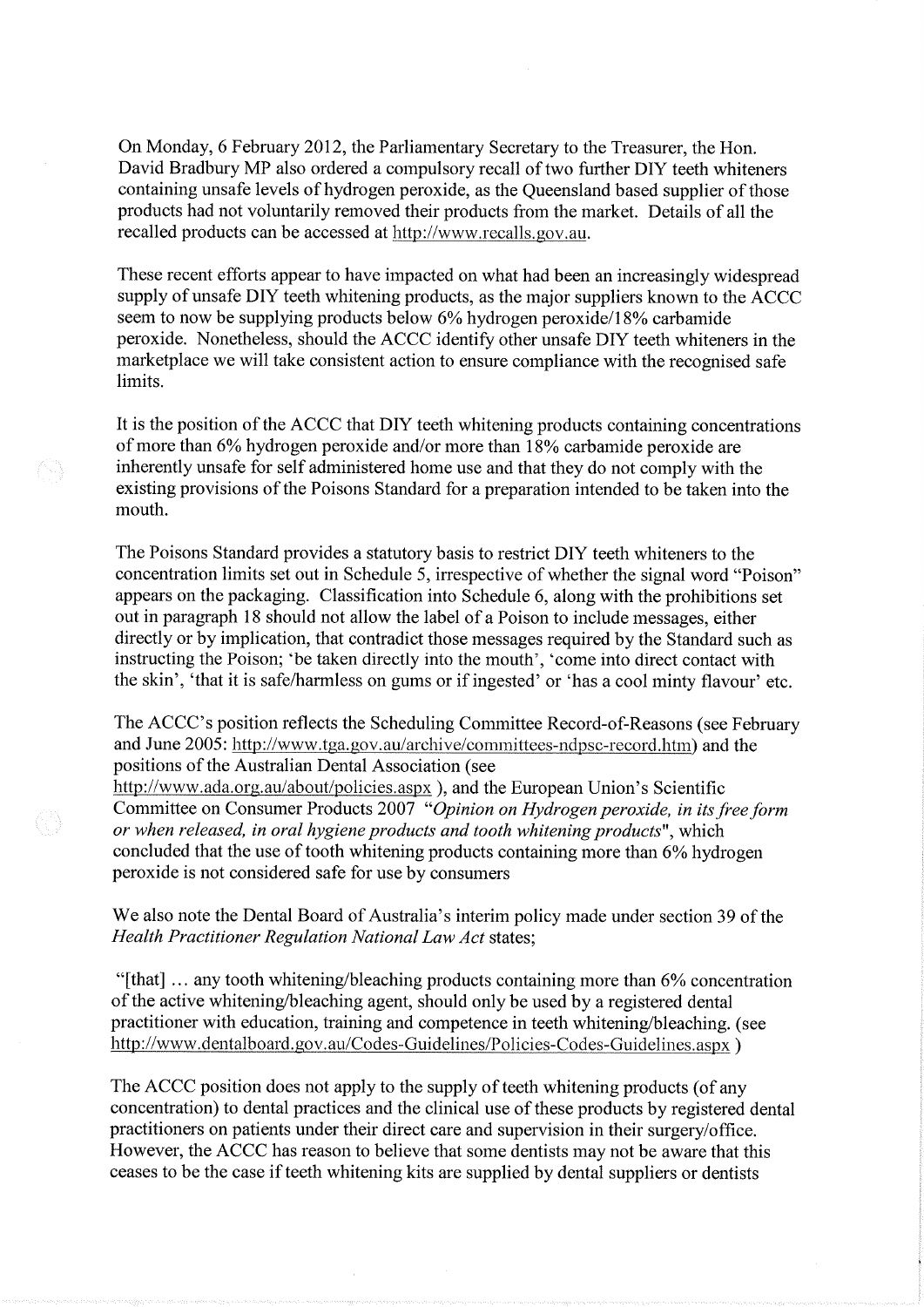On Monday, 6 February 2012, the Parliamentary Secretary to the Treasurer, the Hon. David Bradbury MP also ordered a compulsory recall of two further DIY teeth whiteners containing unsafe levels of hydrogen peroxide, as the Queensland based supplier of those products had not voluntarily removed their products from the market. Details of all the recalled products can be accessed at http://www.recalls.gov.au.

These recent efforts appear to have impacted on what had been an increasingly widespread supply of unsafe DIY teeth whitening products, as the major suppliers known to the ACCC seem to now be supplying products below 6% hydrogen peroxide/18% carbamide peroxide. Nonetheless, should the ACCC identify other unsafe DIY teeth whiteners in the marketplace we will take consistent action to ensure compliance with the recognised safe limits.

It is the position of the ACCC that DIY teeth whitening products containing concentrations of more than 6% hydrogen peroxide and/or more than 18% carbamide peroxide are inherently unsafe for self administered home use and that they do not comply with the existing provisions of the Poisons Standard for a preparation intended to be taken into the mouth.

The Poisons Standard provides a statutory basis to restrict DIY teeth whiteners to the concentration limits set out in Schedule 5, irrespective of whether the signal word "Poison" appears on the packaging. Classification into Schedule 6, along with the prohibitions set out in paragraph 18 should not allow the label of a Poison to include messages, either directly or by implication, that contradict those messages required by the Standard such as instructing the Poison; 'be taken directly into the mouth', 'come into direct contact with the skin', 'that it is safe/harmless on gums or if ingested' or 'has a cool minty flavour' etc.

The ACCC's position reflects the Scheduling Committee Record-of-Reasons (see February and June 2005: http://www.tga.gov.au/archive/committees-ndpsc-record.htm) and the positions of the Australian Dental Association (see http://www.ada.org.au/about/policies.aspx ), and the European Union's Scientific Committee on Consumer Products 2007 *"Opinion on Hydrogen peroxide, in its free form or when released, in oral hygiene products and tooth whitening products"*, which concluded that the use of tooth whitening products containing more than 6% hydrogen peroxide is not considered safe for use by consumers

We also note the Dental Board of Australia's interim policy made under section 39 of the *Health Practitioner Regulation National Law Act* states;

"[that] … any tooth whitening/bleaching products containing more than 6% concentration of the active whitening/bleaching agent, should only be used by a registered dental practitioner with education, training and competence in teeth whitening/bleaching. (see http://www.dentalboard.gov.au/Codes-Guidelines/Policies-Codes-Guidelines.aspx )

The ACCC position does not apply to the supply of teeth whitening products (of any concentration) to dental practices and the clinical use of these products by registered dental practitioners on patients under their direct care and supervision in their surgery/office. However, the ACCC has reason to believe that some dentists may not be aware that this ceases to be the case if teeth whitening kits are supplied by dental suppliers or dentists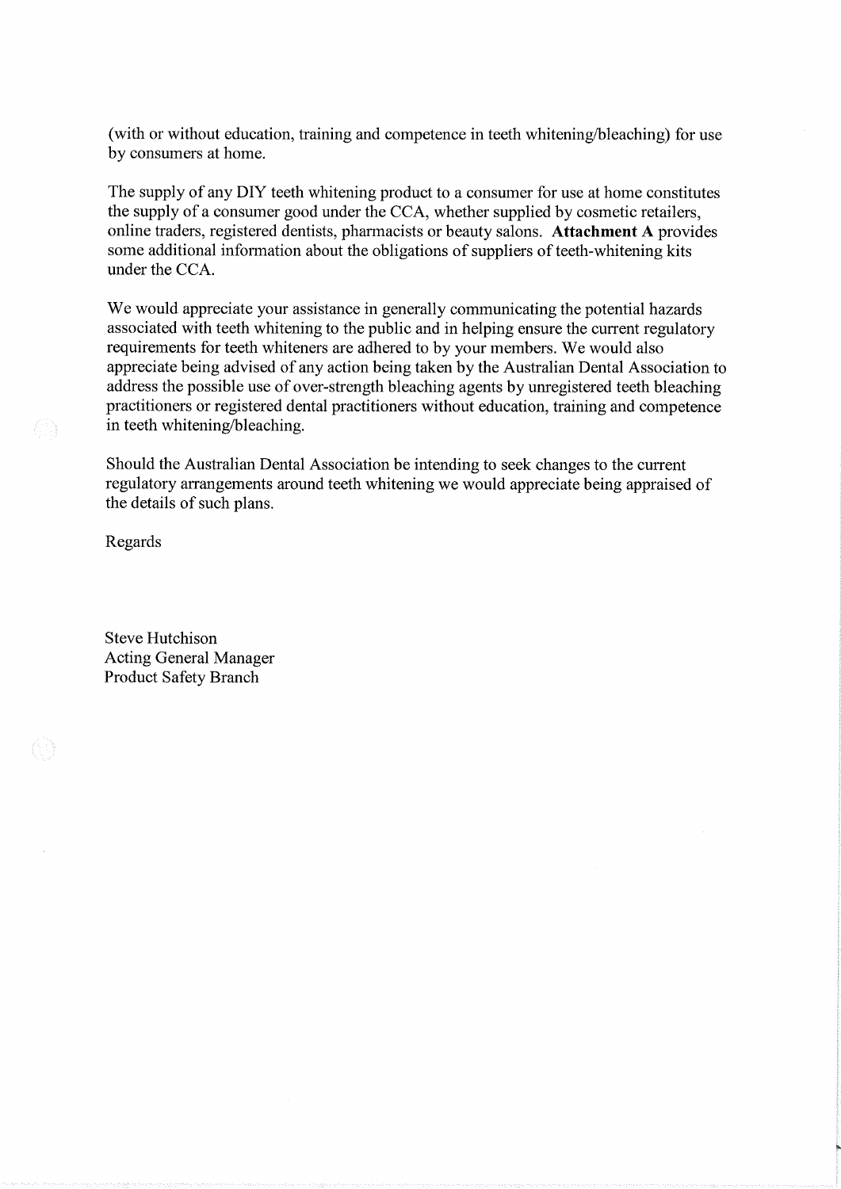(with or without education, training and competence in teeth whitening/bleaching) for use by consumers at home.

The supply of any DIY teeth whitening product to a consumer for use at home constitutes the supply of a consumer good under the CCA, whether supplied by cosmetic retailers, online traders, registered dentists, pharmacists or beauty salons. **Attachment A** provides some additional information about the obligations of suppliers of teeth-whitening kits under the CCA.

We would appreciate your assistance in generally communicating the potential hazards associated with teeth whitening to the public and in helping ensure the current regulatory requirements for teeth whiteners are adhered to by your members. We would also appreciate being advised of any action being taken by the Australian Dental Association to address the possible use of over-strength bleaching agents by unregistered teeth bleaching practitioners or registered dental practitioners without education, training and competence in teeth whitening/bleaching.

Should the Australian Dental Association be intending to seek changes to the current regulatory arrangements around teeth whitening we would appreciate being appraised of the details of such plans.

Regards

Steve Hutchison
Acting General Manager
Product Safety Branch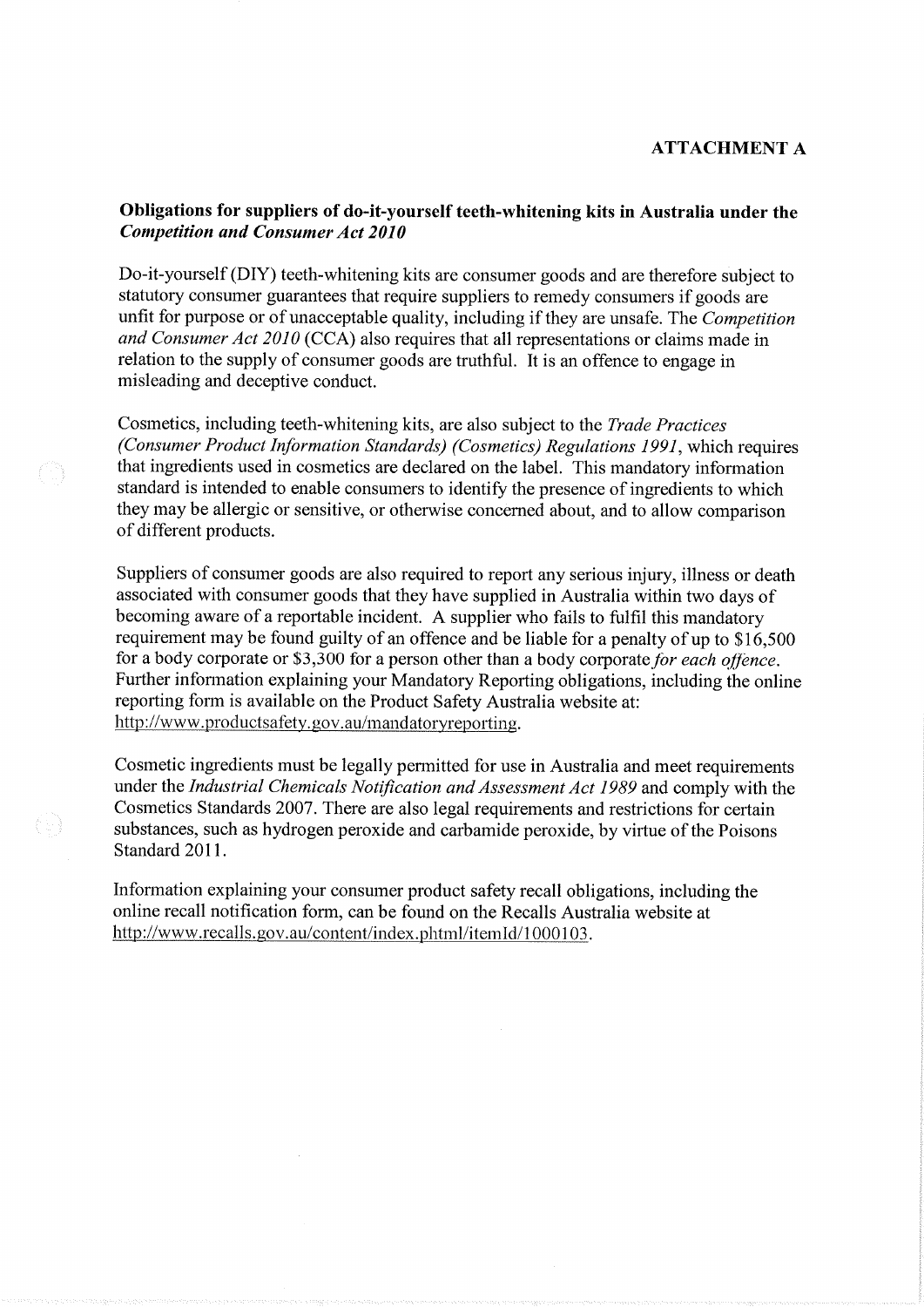**ATTACHMENT A**

## Obligations for suppliers of do-it-yourself teeth-whitening kits in Australia under the *Competition and Consumer Act 2010*

Do-it-yourself (DIY) teeth-whitening kits are consumer goods and are therefore subject to statutory consumer guarantees that require suppliers to remedy consumers if goods are unfit for purpose or of unacceptable quality, including if they are unsafe. The *Competition and Consumer Act 2010* (CCA) also requires that all representations or claims made in relation to the supply of consumer goods are truthful. It is an offence to engage in misleading and deceptive conduct.

Cosmetics, including teeth-whitening kits, are also subject to the *Trade Practices (Consumer Product Information Standards) (Cosmetics) Regulations 1991*, which requires that ingredients used in cosmetics are declared on the label. This mandatory information standard is intended to enable consumers to identify the presence of ingredients to which they may be allergic or sensitive, or otherwise concerned about, and to allow comparison of different products.

Suppliers of consumer goods are also required to report any serious injury, illness or death associated with consumer goods that they have supplied in Australia within two days of becoming aware of a reportable incident. A supplier who fails to fulfil this mandatory requirement may be found guilty of an offence and be liable for a penalty of up to $16,500 for a body corporate or $3,300 for a person other than a body corporate *for each offence*. Further information explaining your Mandatory Reporting obligations, including the online reporting form is available on the Product Safety Australia website at: http://www.productsafety.gov.au/mandatoryreporting.

Cosmetic ingredients must be legally permitted for use in Australia and meet requirements under the *Industrial Chemicals Notification and Assessment Act 1989* and comply with the Cosmetics Standards 2007. There are also legal requirements and restrictions for certain substances, such as hydrogen peroxide and carbamide peroxide, by virtue of the Poisons Standard 2011.

Information explaining your consumer product safety recall obligations, including the online recall notification form, can be found on the Recalls Australia website at http://www.recalls.gov.au/content/index.phtml/itemId/1000103.